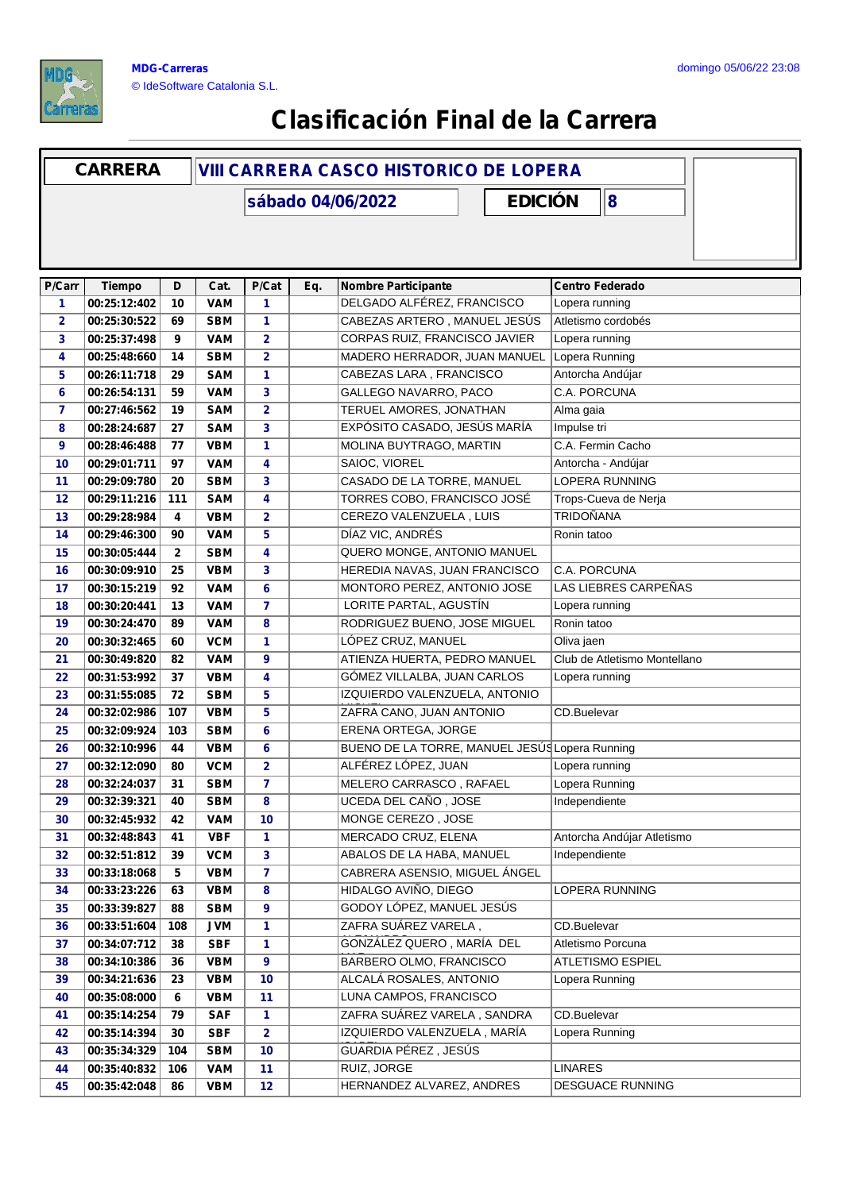MDG-Carreras
© IdeSoftware Catalonia S.L.

domingo 05/06/22 23:08

# Clasificación Final de la Carrera

**CARRERA** VIII CARRERA CASCO HISTORICO DE LOPERA

sábado 04/06/2022 **EDICIÓN** 8

| P/Carr | Tiempo | D | Cat. | P/Cat | Eq. | Nombre Participante | Centro Federado |
|---|---|---|---|---|---|---|---|
| 1 | 00:25:12:402 | 10 | VAM | 1 | | DELGADO ALFÉREZ, FRANCISCO | Lopera running |
| 2 | 00:25:30:522 | 69 | SBM | 1 | | CABEZAS ARTERO , MANUEL JESÚS | Atletismo cordobés |
| 3 | 00:25:37:498 | 9 | VAM | 2 | | CORPAS RUIZ, FRANCISCO JAVIER | Lopera running |
| 4 | 00:25:48:660 | 14 | SBM | 2 | | MADERO HERRADOR, JUAN MANUEL | Lopera Running |
| 5 | 00:26:11:718 | 29 | SAM | 1 | | CABEZAS LARA , FRANCISCO | Antorcha Andújar |
| 6 | 00:26:54:131 | 59 | VAM | 3 | | GALLEGO NAVARRO, PACO | C.A. PORCUNA |
| 7 | 00:27:46:562 | 19 | SAM | 2 | | TERUEL AMORES, JONATHAN | Alma gaia |
| 8 | 00:28:24:687 | 27 | SAM | 3 | | EXPÓSITO CASADO, JESÚS MARÍA | Impulse tri |
| 9 | 00:28:46:488 | 77 | VBM | 1 | | MOLINA BUYTRAGO, MARTIN | C.A. Fermin Cacho |
| 10 | 00:29:01:711 | 97 | VAM | 4 | | SAIOC, VIOREL | Antorcha - Andújar |
| 11 | 00:29:09:780 | 20 | SBM | 3 | | CASADO DE LA TORRE, MANUEL | LOPERA RUNNING |
| 12 | 00:29:11:216 | 111 | SAM | 4 | | TORRES COBO, FRANCISCO JOSÉ | Trops-Cueva de Nerja |
| 13 | 00:29:28:984 | 4 | VBM | 2 | | CEREZO VALENZUELA , LUIS | TRIDOÑANA |
| 14 | 00:29:46:300 | 90 | VAM | 5 | | DÍAZ VIC, ANDRÉS | Ronin tatoo |
| 15 | 00:30:05:444 | 2 | SBM | 4 | | QUERO MONGE, ANTONIO MANUEL | |
| 16 | 00:30:09:910 | 25 | VBM | 3 | | HEREDIA NAVAS, JUAN FRANCISCO | C.A. PORCUNA |
| 17 | 00:30:15:219 | 92 | VAM | 6 | | MONTORO PEREZ, ANTONIO JOSE | LAS LIEBRES CARPEÑAS |
| 18 | 00:30:20:441 | 13 | VAM | 7 | | LORITE PARTAL, AGUSTÍN | Lopera running |
| 19 | 00:30:24:470 | 89 | VAM | 8 | | RODRIGUEZ BUENO, JOSE MIGUEL | Ronin tatoo |
| 20 | 00:30:32:465 | 60 | VCM | 1 | | LÓPEZ CRUZ, MANUEL | Oliva jaen |
| 21 | 00:30:49:820 | 82 | VAM | 9 | | ATIENZA HUERTA, PEDRO MANUEL | Club de Atletismo Montellano |
| 22 | 00:31:53:992 | 37 | VBM | 4 | | GÓMEZ VILLALBA, JUAN CARLOS | Lopera running |
| 23 | 00:31:55:085 | 72 | SBM | 5 | | IZQUIERDO VALENZUELA, ANTONIO MIGUEL | |
| 24 | 00:32:02:986 | 107 | VBM | 5 | | ZAFRA CANO, JUAN ANTONIO | CD.Buelevar |
| 25 | 00:32:09:924 | 103 | SBM | 6 | | ERENA ORTEGA, JORGE | |
| 26 | 00:32:10:996 | 44 | VBM | 6 | | BUENO DE LA TORRE, MANUEL JESÚS | Lopera Running |
| 27 | 00:32:12:090 | 80 | VCM | 2 | | ALFÉREZ LÓPEZ, JUAN | Lopera running |
| 28 | 00:32:24:037 | 31 | SBM | 7 | | MELERO CARRASCO , RAFAEL | Lopera Running |
| 29 | 00:32:39:321 | 40 | SBM | 8 | | UCEDA DEL CAÑO , JOSE | Independiente |
| 30 | 00:32:45:932 | 42 | VAM | 10 | | MONGE CEREZO , JOSE | |
| 31 | 00:32:48:843 | 41 | VBF | 1 | | MERCADO CRUZ, ELENA | Antorcha Andújar Atletismo |
| 32 | 00:32:51:812 | 39 | VCM | 3 | | ABALOS DE LA HABA, MANUEL | Independiente |
| 33 | 00:33:18:068 | 5 | VBM | 7 | | CABRERA ASENSIO, MIGUEL ÁNGEL | |
| 34 | 00:33:23:226 | 63 | VBM | 8 | | HIDALGO AVIÑO, DIEGO | LOPERA RUNNING |
| 35 | 00:33:39:827 | 88 | SBM | 9 | | GODOY LÓPEZ, MANUEL JESÚS | |
| 36 | 00:33:51:604 | 108 | JVM | 1 | | ZAFRA SUÁREZ VARELA , | CD.Buelevar |
| 37 | 00:34:07:712 | 38 | SBF | 1 | | GONZÁLEZ QUERO , MARÍA DEL | Atletismo Porcuna |
| 38 | 00:34:10:386 | 36 | VBM | 9 | | BARBERO OLMO, FRANCISCO | ATLETISMO ESPIEL |
| 39 | 00:34:21:636 | 23 | VBM | 10 | | ALCALÁ ROSALES, ANTONIO | Lopera Running |
| 40 | 00:35:08:000 | 6 | VBM | 11 | | LUNA CAMPOS, FRANCISCO | |
| 41 | 00:35:14:254 | 79 | SAF | 1 | | ZAFRA SUÁREZ VARELA , SANDRA | CD.Buelevar |
| 42 | 00:35:14:394 | 30 | SBF | 2 | | IZQUIERDO VALENZUELA , MARÍA | Lopera Running |
| 43 | 00:35:34:329 | 104 | SBM | 10 | | GUARDIA PÉREZ , JESÚS | |
| 44 | 00:35:40:832 | 106 | VAM | 11 | | RUIZ, JORGE | LINARES |
| 45 | 00:35:42:048 | 86 | VBM | 12 | | HERNANDEZ ALVAREZ, ANDRES | DESGUACE RUNNING |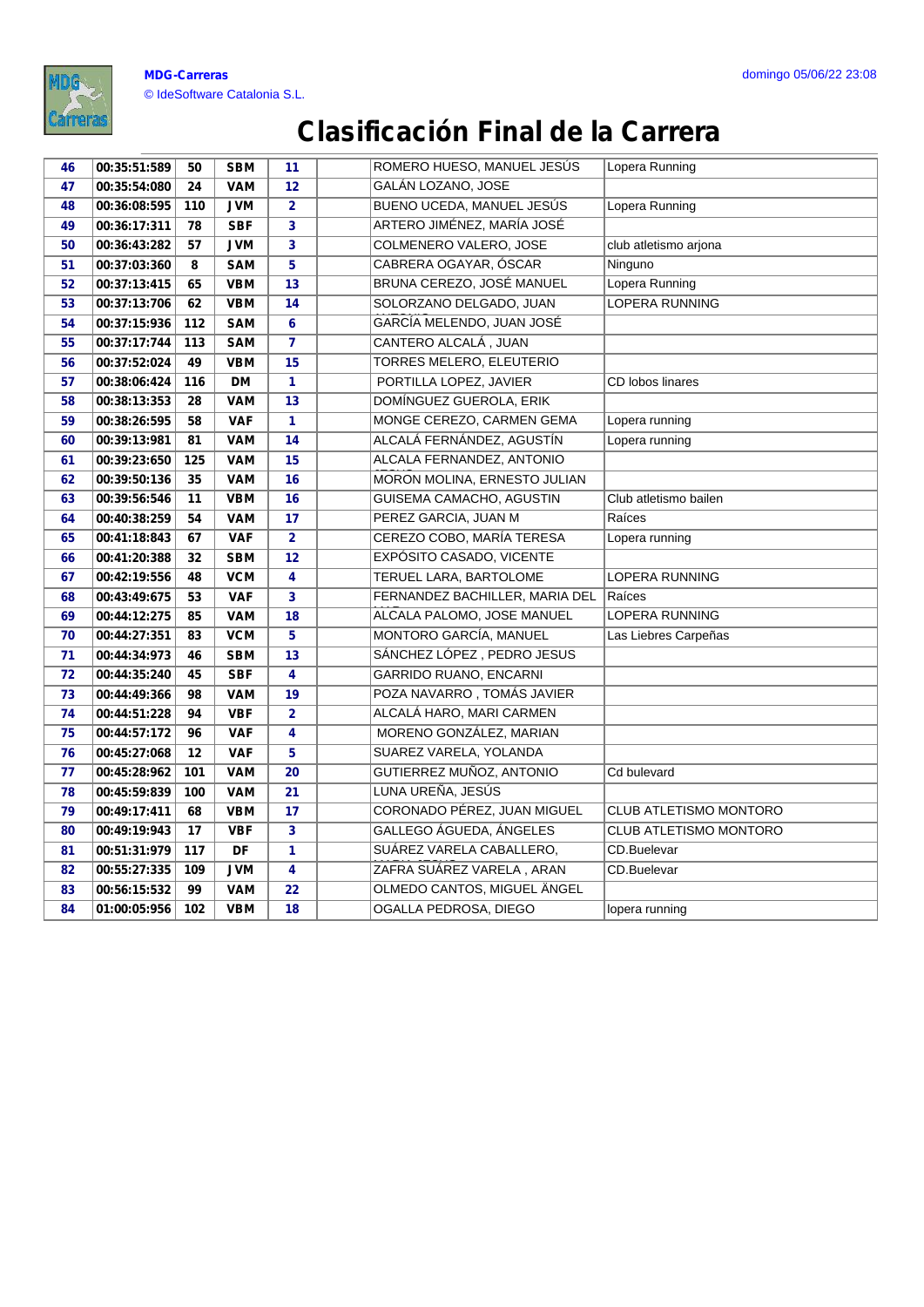# Clasificación Final de la Carrera

| | | | | | | | |
|---|---|---|---|---|---|---|---|
| 46 | 00:35:51:589 | 50 | SBM | 11 | | ROMERO HUESO, MANUEL JESÚS | Lopera Running |
| 47 | 00:35:54:080 | 24 | VAM | 12 | | GALÁN LOZANO, JOSE | |
| 48 | 00:36:08:595 | 110 | JVM | 2 | | BUENO UCEDA, MANUEL JESÚS | Lopera Running |
| 49 | 00:36:17:311 | 78 | SBF | 3 | | ARTERO JIMÉNEZ, MARÍA JOSÉ | |
| 50 | 00:36:43:282 | 57 | JVM | 3 | | COLMENERO VALERO, JOSE | club atletismo arjona |
| 51 | 00:37:03:360 | 8 | SAM | 5 | | CABRERA OGAYAR, ÓSCAR | Ninguno |
| 52 | 00:37:13:415 | 65 | VBM | 13 | | BRUNA CEREZO, JOSÉ MANUEL | Lopera Running |
| 53 | 00:37:13:706 | 62 | VBM | 14 | | SOLORZANO DELGADO, JUAN | LOPERA RUNNING |
| 54 | 00:37:15:936 | 112 | SAM | 6 | | GARCÍA MELENDO, JUAN JOSÉ | |
| 55 | 00:37:17:744 | 113 | SAM | 7 | | CANTERO ALCALÁ , JUAN | |
| 56 | 00:37:52:024 | 49 | VBM | 15 | | TORRES MELERO, ELEUTERIO | |
| 57 | 00:38:06:424 | 116 | DM | 1 | | PORTILLA LOPEZ, JAVIER | CD lobos linares |
| 58 | 00:38:13:353 | 28 | VAM | 13 | | DOMÍNGUEZ GUEROLA, ERIK | |
| 59 | 00:38:26:595 | 58 | VAF | 1 | | MONGE CEREZO, CARMEN GEMA | Lopera running |
| 60 | 00:39:13:981 | 81 | VAM | 14 | | ALCALÁ FERNÁNDEZ, AGUSTÍN | Lopera running |
| 61 | 00:39:23:650 | 125 | VAM | 15 | | ALCALA FERNANDEZ, ANTONIO | |
| 62 | 00:39:50:136 | 35 | VAM | 16 | | MORÓN MOLINA, ERNESTO JULIAN | |
| 63 | 00:39:56:546 | 11 | VBM | 16 | | GUISEMA CAMACHO, AGUSTIN | Club atletismo bailen |
| 64 | 00:40:38:259 | 54 | VAM | 17 | | PEREZ GARCIA, JUAN M | Raíces |
| 65 | 00:41:18:843 | 67 | VAF | 2 | | CEREZO COBO, MARÍA TERESA | Lopera running |
| 66 | 00:41:20:388 | 32 | SBM | 12 | | EXPÓSITO CASADO, VICENTE | |
| 67 | 00:42:19:556 | 48 | VCM | 4 | | TERUEL LARA, BARTOLOME | LOPERA RUNNING |
| 68 | 00:43:49:675 | 53 | VAF | 3 | | FERNANDEZ BACHILLER, MARIA DEL | Raíces |
| 69 | 00:44:12:275 | 85 | VAM | 18 | | ALCALA PALOMO, JOSE MANUEL | LOPERA RUNNING |
| 70 | 00:44:27:351 | 83 | VCM | 5 | | MONTORO GARCÍA, MANUEL | Las Liebres Carpeñas |
| 71 | 00:44:34:973 | 46 | SBM | 13 | | SÁNCHEZ LÓPEZ , PEDRO JESUS | |
| 72 | 00:44:35:240 | 45 | SBF | 4 | | GARRIDO RUANO, ENCARNI | |
| 73 | 00:44:49:366 | 98 | VAM | 19 | | POZA NAVARRO , TOMÁS JAVIER | |
| 74 | 00:44:51:228 | 94 | VBF | 2 | | ALCALÁ HARO, MARI CARMEN | |
| 75 | 00:44:57:172 | 96 | VAF | 4 | | MORENO GONZÁLEZ, MARIAN | |
| 76 | 00:45:27:068 | 12 | VAF | 5 | | SUAREZ VARELA, YOLANDA | |
| 77 | 00:45:28:962 | 101 | VAM | 20 | | GUTIERREZ MUÑOZ, ANTONIO | Cd bulevard |
| 78 | 00:45:59:839 | 100 | VAM | 21 | | LUNA UREÑA, JESÚS | |
| 79 | 00:49:17:411 | 68 | VBM | 17 | | CORONADO PÉREZ, JUAN MIGUEL | CLUB ATLETISMO MONTORO |
| 80 | 00:49:19:943 | 17 | VBF | 3 | | GALLEGO ÁGUEDA, ÁNGELES | CLUB ATLETISMO MONTORO |
| 81 | 00:51:31:979 | 117 | DF | 1 | | SUÁREZ VARELA CABALLERO, | CD.Buelevar |
| 82 | 00:55:27:335 | 109 | JVM | 4 | | ZAFRA SUÁREZ VARELA , ARAN | CD.Buelevar |
| 83 | 00:56:15:532 | 99 | VAM | 22 | | OLMEDO CANTOS, MIGUEL ÁNGEL | |
| 84 | 01:00:05:956 | 102 | VBM | 18 | | OGALLA PEDROSA, DIEGO | lopera running |